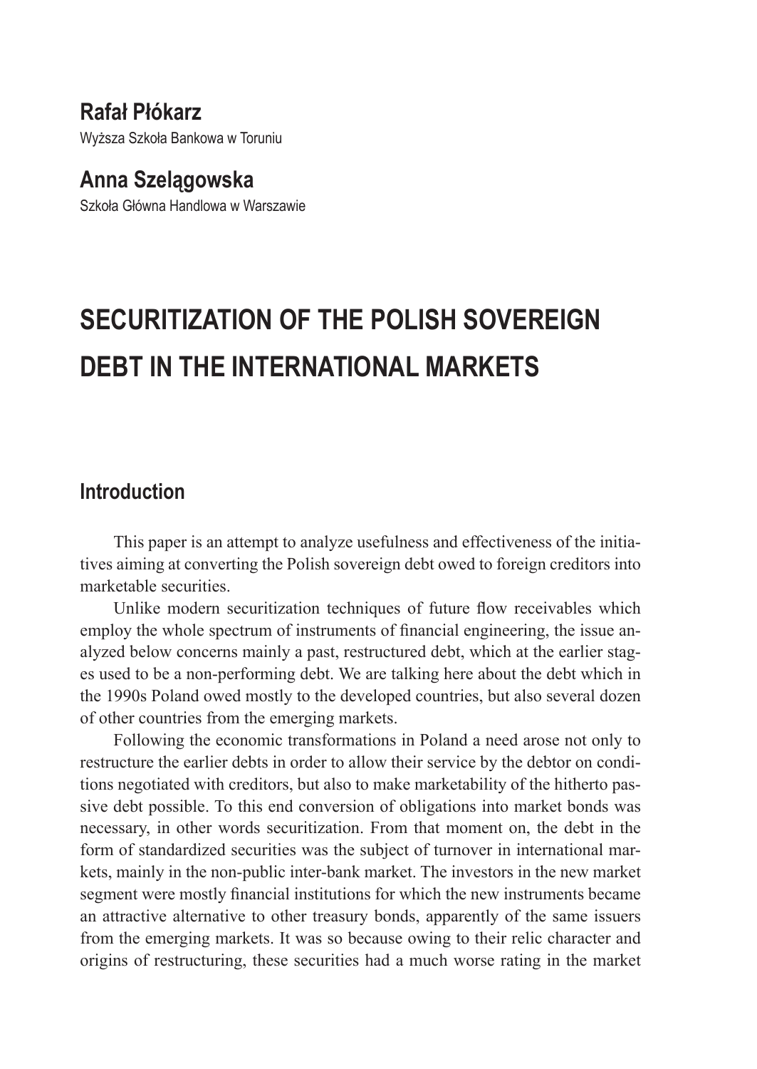**Rafał Płókarz**
Wyższa Szkoła Bankowa w Toruniu

**Anna Szelągowska**
Szkoła Główna Handlowa w Warszawie

# SECURITIZATION OF THE POLISH SOVEREIGN DEBT IN THE INTERNATIONAL MARKETS

## Introduction

This paper is an attempt to analyze usefulness and effectiveness of the initiatives aiming at converting the Polish sovereign debt owed to foreign creditors into marketable securities.

Unlike modern securitization techniques of future flow receivables which employ the whole spectrum of instruments of financial engineering, the issue analyzed below concerns mainly a past, restructured debt, which at the earlier stages used to be a non-performing debt. We are talking here about the debt which in the 1990s Poland owed mostly to the developed countries, but also several dozen of other countries from the emerging markets.

Following the economic transformations in Poland a need arose not only to restructure the earlier debts in order to allow their service by the debtor on conditions negotiated with creditors, but also to make marketability of the hitherto passive debt possible. To this end conversion of obligations into market bonds was necessary, in other words securitization. From that moment on, the debt in the form of standardized securities was the subject of turnover in international markets, mainly in the non-public inter-bank market. The investors in the new market segment were mostly financial institutions for which the new instruments became an attractive alternative to other treasury bonds, apparently of the same issuers from the emerging markets. It was so because owing to their relic character and origins of restructuring, these securities had a much worse rating in the market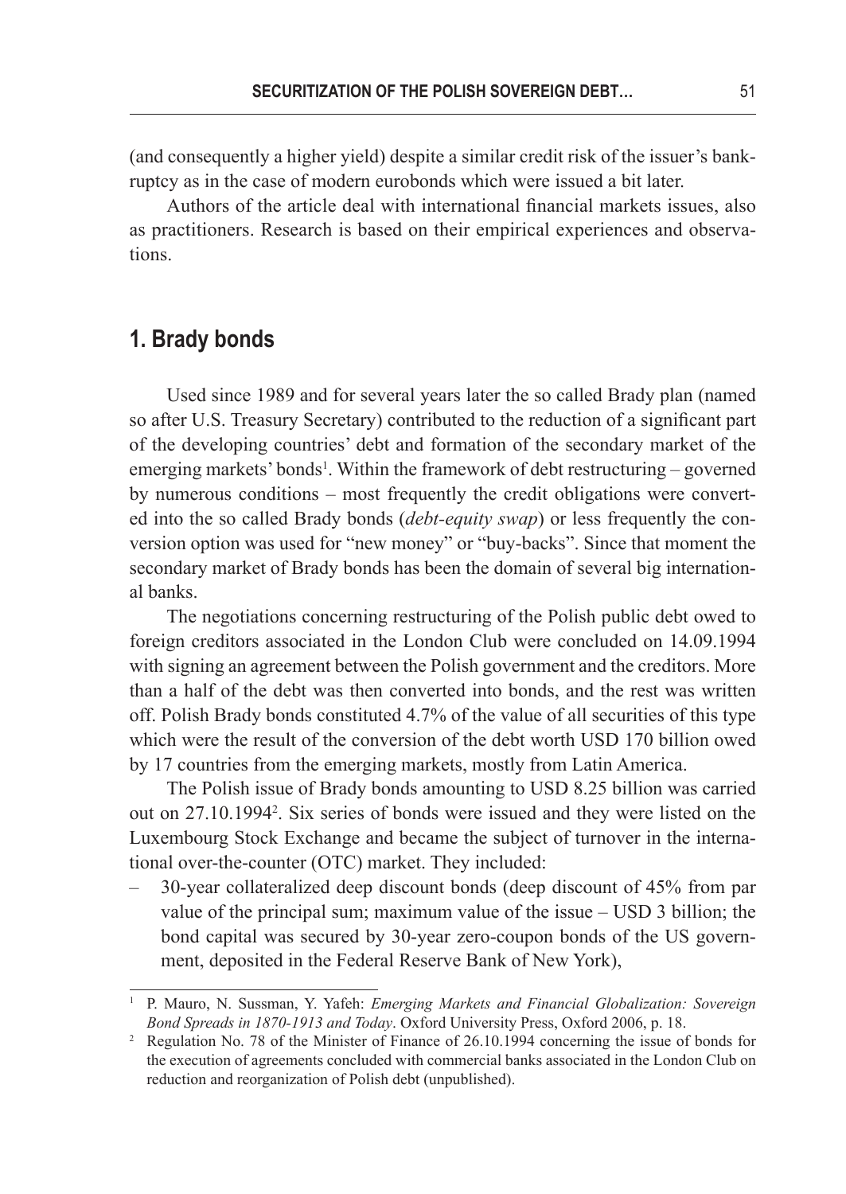(and consequently a higher yield) despite a similar credit risk of the issuer's bankruptcy as in the case of modern eurobonds which were issued a bit later.

Authors of the article deal with international financial markets issues, also as practitioners. Research is based on their empirical experiences and observations.

## 1. Brady bonds

Used since 1989 and for several years later the so called Brady plan (named so after U.S. Treasury Secretary) contributed to the reduction of a significant part of the developing countries' debt and formation of the secondary market of the emerging markets' bonds[1]. Within the framework of debt restructuring – governed by numerous conditions – most frequently the credit obligations were converted into the so called Brady bonds (*debt-equity swap*) or less frequently the conversion option was used for "new money" or "buy-backs". Since that moment the secondary market of Brady bonds has been the domain of several big international banks.

The negotiations concerning restructuring of the Polish public debt owed to foreign creditors associated in the London Club were concluded on 14.09.1994 with signing an agreement between the Polish government and the creditors. More than a half of the debt was then converted into bonds, and the rest was written off. Polish Brady bonds constituted 4.7% of the value of all securities of this type which were the result of the conversion of the debt worth USD 170 billion owed by 17 countries from the emerging markets, mostly from Latin America.

The Polish issue of Brady bonds amounting to USD 8.25 billion was carried out on 27.10.1994[2]. Six series of bonds were issued and they were listed on the Luxembourg Stock Exchange and became the subject of turnover in the international over-the-counter (OTC) market. They included:

– 30-year collateralized deep discount bonds (deep discount of 45% from par value of the principal sum; maximum value of the issue – USD 3 billion; the bond capital was secured by 30-year zero-coupon bonds of the US government, deposited in the Federal Reserve Bank of New York),

[1] P. Mauro, N. Sussman, Y. Yafeh: *Emerging Markets and Financial Globalization: Sovereign Bond Spreads in 1870-1913 and Today*. Oxford University Press, Oxford 2006, p. 18.

[2] Regulation No. 78 of the Minister of Finance of 26.10.1994 concerning the issue of bonds for the execution of agreements concluded with commercial banks associated in the London Club on reduction and reorganization of Polish debt (unpublished).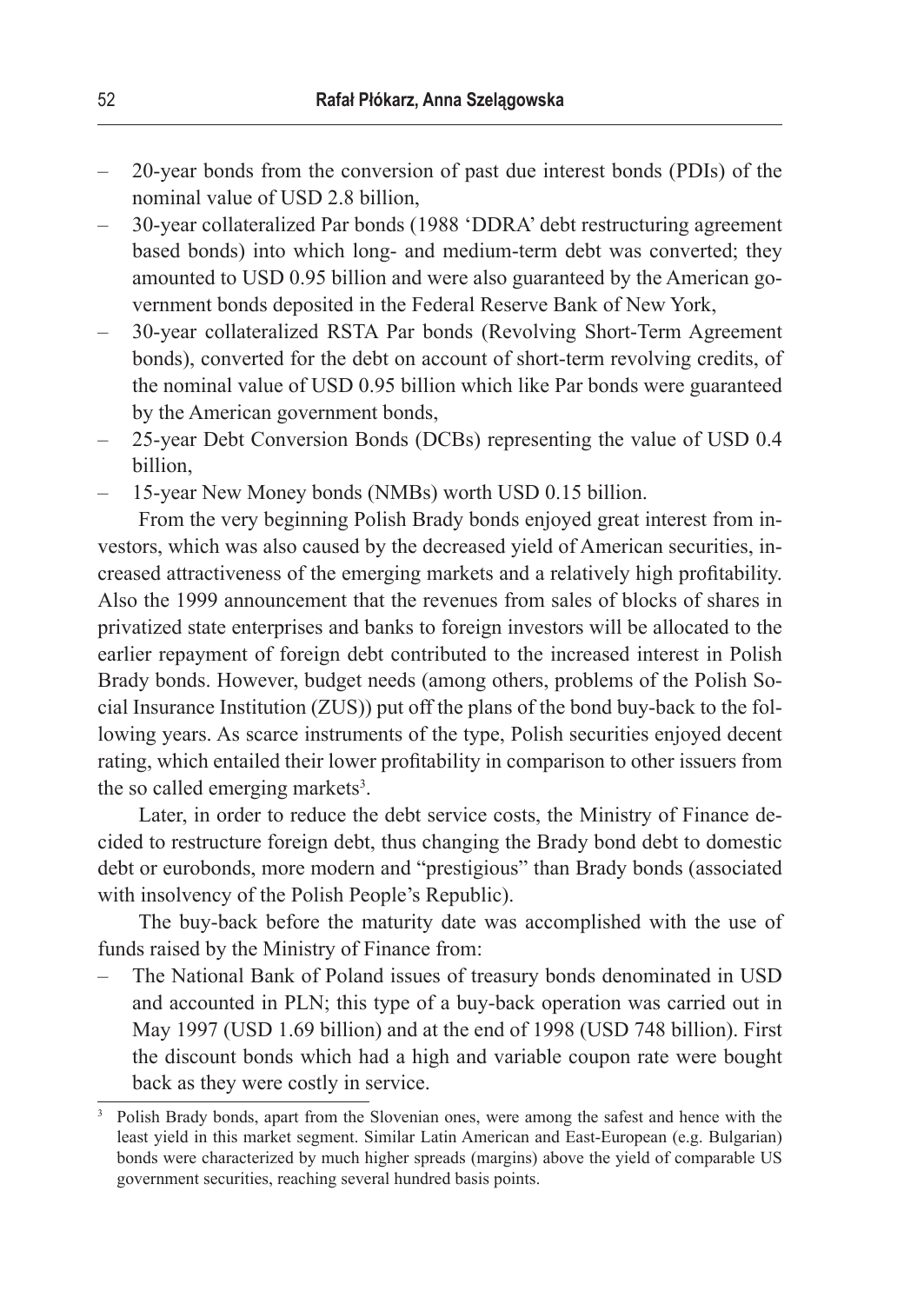- 20-year bonds from the conversion of past due interest bonds (PDIs) of the nominal value of USD 2.8 billion,
- 30-year collateralized Par bonds (1988 'DDRA' debt restructuring agreement based bonds) into which long- and medium-term debt was converted; they amounted to USD 0.95 billion and were also guaranteed by the American government bonds deposited in the Federal Reserve Bank of New York,
- 30-year collateralized RSTA Par bonds (Revolving Short-Term Agreement bonds), converted for the debt on account of short-term revolving credits, of the nominal value of USD 0.95 billion which like Par bonds were guaranteed by the American government bonds,
- 25-year Debt Conversion Bonds (DCBs) representing the value of USD 0.4 billion,
- 15-year New Money bonds (NMBs) worth USD 0.15 billion.

From the very beginning Polish Brady bonds enjoyed great interest from investors, which was also caused by the decreased yield of American securities, increased attractiveness of the emerging markets and a relatively high profitability. Also the 1999 announcement that the revenues from sales of blocks of shares in privatized state enterprises and banks to foreign investors will be allocated to the earlier repayment of foreign debt contributed to the increased interest in Polish Brady bonds. However, budget needs (among others, problems of the Polish Social Insurance Institution (ZUS)) put off the plans of the bond buy-back to the following years. As scarce instruments of the type, Polish securities enjoyed decent rating, which entailed their lower profitability in comparison to other issuers from the so called emerging markets[3].

Later, in order to reduce the debt service costs, the Ministry of Finance decided to restructure foreign debt, thus changing the Brady bond debt to domestic debt or eurobonds, more modern and "prestigious" than Brady bonds (associated with insolvency of the Polish People's Republic).

The buy-back before the maturity date was accomplished with the use of funds raised by the Ministry of Finance from:

- The National Bank of Poland issues of treasury bonds denominated in USD and accounted in PLN; this type of a buy-back operation was carried out in May 1997 (USD 1.69 billion) and at the end of 1998 (USD 748 billion). First the discount bonds which had a high and variable coupon rate were bought back as they were costly in service.

[3] Polish Brady bonds, apart from the Slovenian ones, were among the safest and hence with the least yield in this market segment. Similar Latin American and East-European (e.g. Bulgarian) bonds were characterized by much higher spreads (margins) above the yield of comparable US government securities, reaching several hundred basis points.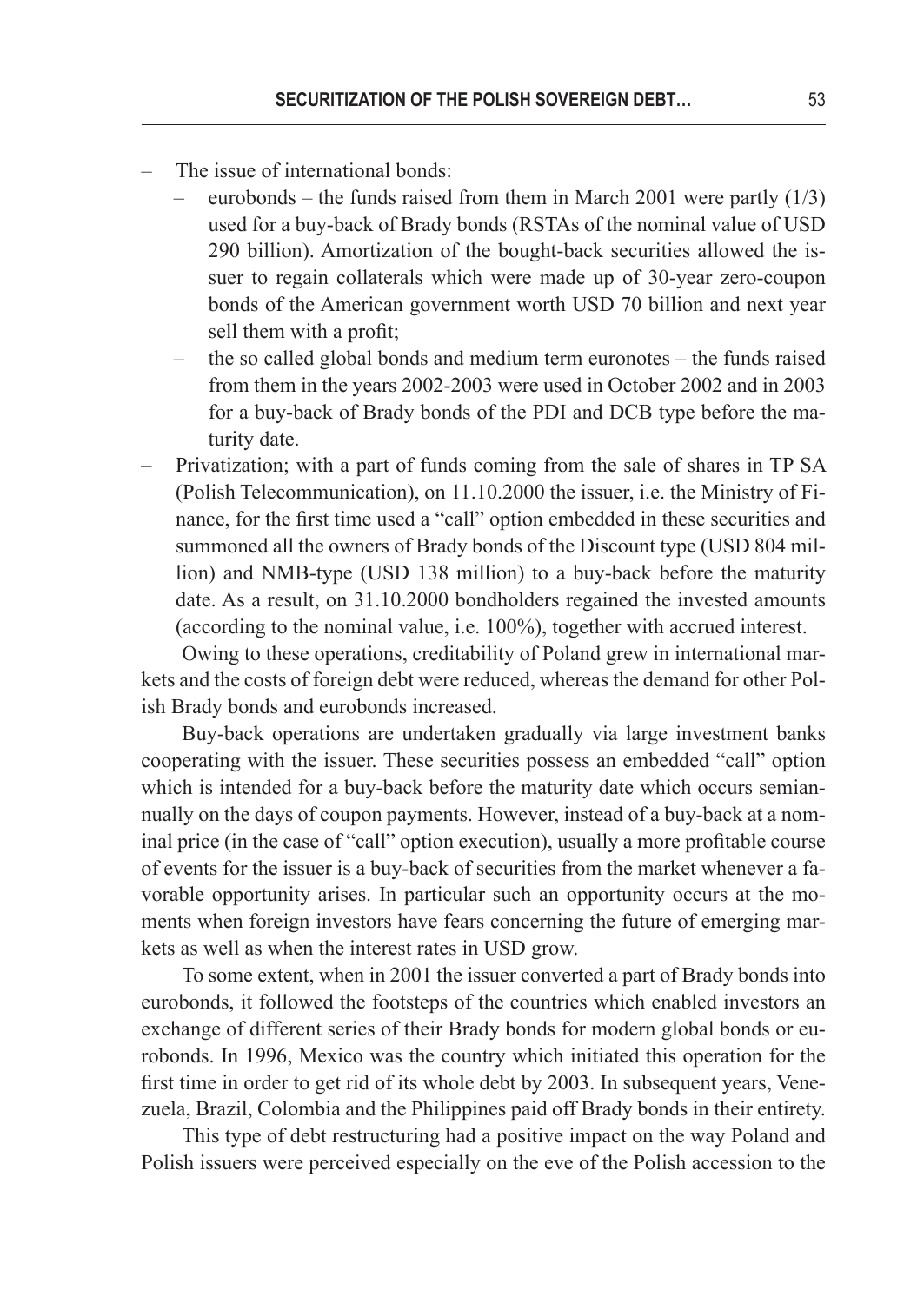- The issue of international bonds:
  - eurobonds – the funds raised from them in March 2001 were partly (1/3) used for a buy-back of Brady bonds (RSTAs of the nominal value of USD 290 billion). Amortization of the bought-back securities allowed the issuer to regain collaterals which were made up of 30-year zero-coupon bonds of the American government worth USD 70 billion and next year sell them with a profit;
  - the so called global bonds and medium term euronotes – the funds raised from them in the years 2002-2003 were used in October 2002 and in 2003 for a buy-back of Brady bonds of the PDI and DCB type before the maturity date.
- Privatization; with a part of funds coming from the sale of shares in TP SA (Polish Telecommunication), on 11.10.2000 the issuer, i.e. the Ministry of Finance, for the first time used a "call" option embedded in these securities and summoned all the owners of Brady bonds of the Discount type (USD 804 million) and NMB-type (USD 138 million) to a buy-back before the maturity date. As a result, on 31.10.2000 bondholders regained the invested amounts (according to the nominal value, i.e. 100%), together with accrued interest.

Owing to these operations, creditability of Poland grew in international markets and the costs of foreign debt were reduced, whereas the demand for other Polish Brady bonds and eurobonds increased.

Buy-back operations are undertaken gradually via large investment banks cooperating with the issuer. These securities possess an embedded "call" option which is intended for a buy-back before the maturity date which occurs semiannually on the days of coupon payments. However, instead of a buy-back at a nominal price (in the case of "call" option execution), usually a more profitable course of events for the issuer is a buy-back of securities from the market whenever a favorable opportunity arises. In particular such an opportunity occurs at the moments when foreign investors have fears concerning the future of emerging markets as well as when the interest rates in USD grow.

To some extent, when in 2001 the issuer converted a part of Brady bonds into eurobonds, it followed the footsteps of the countries which enabled investors an exchange of different series of their Brady bonds for modern global bonds or eurobonds. In 1996, Mexico was the country which initiated this operation for the first time in order to get rid of its whole debt by 2003. In subsequent years, Venezuela, Brazil, Colombia and the Philippines paid off Brady bonds in their entirety.

This type of debt restructuring had a positive impact on the way Poland and Polish issuers were perceived especially on the eve of the Polish accession to the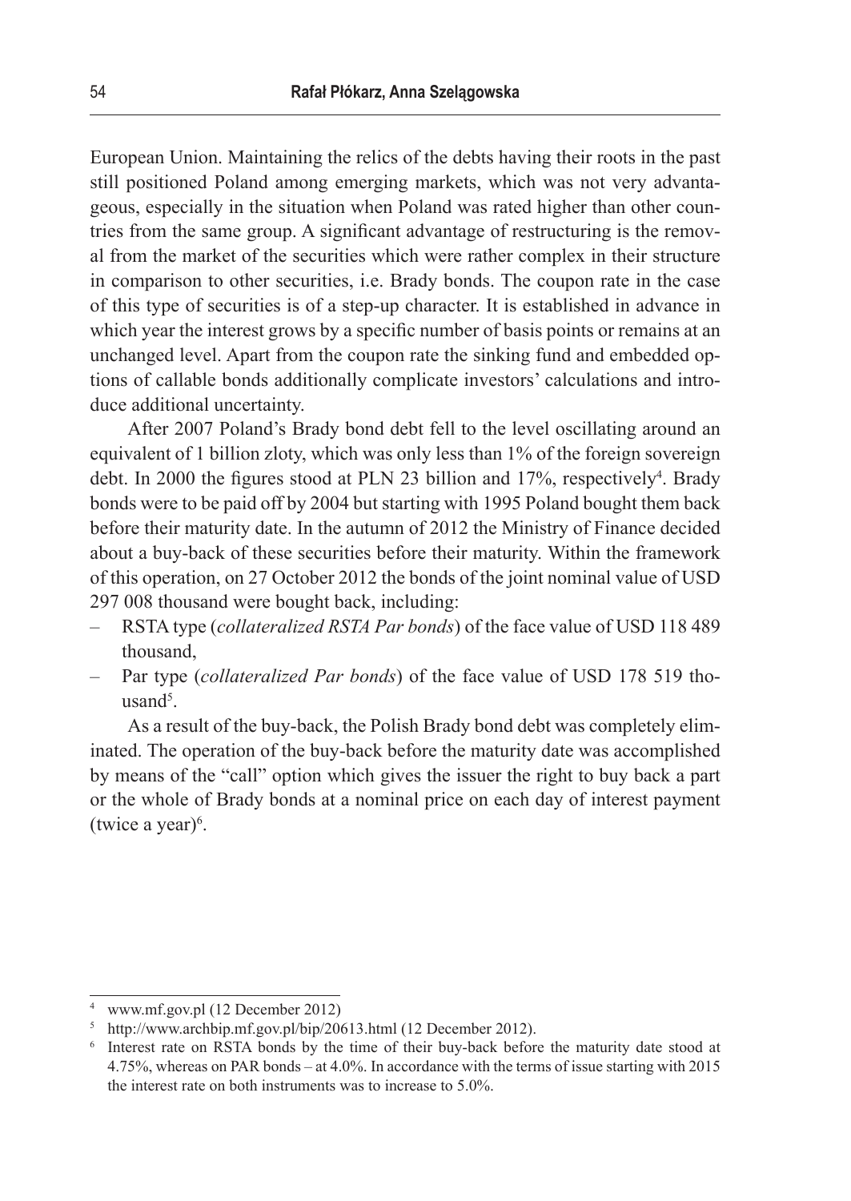European Union. Maintaining the relics of the debts having their roots in the past still positioned Poland among emerging markets, which was not very advantageous, especially in the situation when Poland was rated higher than other countries from the same group. A significant advantage of restructuring is the removal from the market of the securities which were rather complex in their structure in comparison to other securities, i.e. Brady bonds. The coupon rate in the case of this type of securities is of a step-up character. It is established in advance in which year the interest grows by a specific number of basis points or remains at an unchanged level. Apart from the coupon rate the sinking fund and embedded options of callable bonds additionally complicate investors' calculations and introduce additional uncertainty.

After 2007 Poland's Brady bond debt fell to the level oscillating around an equivalent of 1 billion zloty, which was only less than 1% of the foreign sovereign debt. In 2000 the figures stood at PLN 23 billion and 17%, respectively[4]. Brady bonds were to be paid off by 2004 but starting with 1995 Poland bought them back before their maturity date. In the autumn of 2012 the Ministry of Finance decided about a buy-back of these securities before their maturity. Within the framework of this operation, on 27 October 2012 the bonds of the joint nominal value of USD 297 008 thousand were bought back, including:

- RSTA type (*collateralized RSTA Par bonds*) of the face value of USD 118 489 thousand,
- Par type (*collateralized Par bonds*) of the face value of USD 178 519 thousand[5].

As a result of the buy-back, the Polish Brady bond debt was completely eliminated. The operation of the buy-back before the maturity date was accomplished by means of the "call" option which gives the issuer the right to buy back a part or the whole of Brady bonds at a nominal price on each day of interest payment (twice a year)[6].

---

[4] www.mf.gov.pl (12 December 2012)

[5] http://www.archbip.mf.gov.pl/bip/20613.html (12 December 2012).

[6] Interest rate on RSTA bonds by the time of their buy-back before the maturity date stood at 4.75%, whereas on PAR bonds – at 4.0%. In accordance with the terms of issue starting with 2015 the interest rate on both instruments was to increase to 5.0%.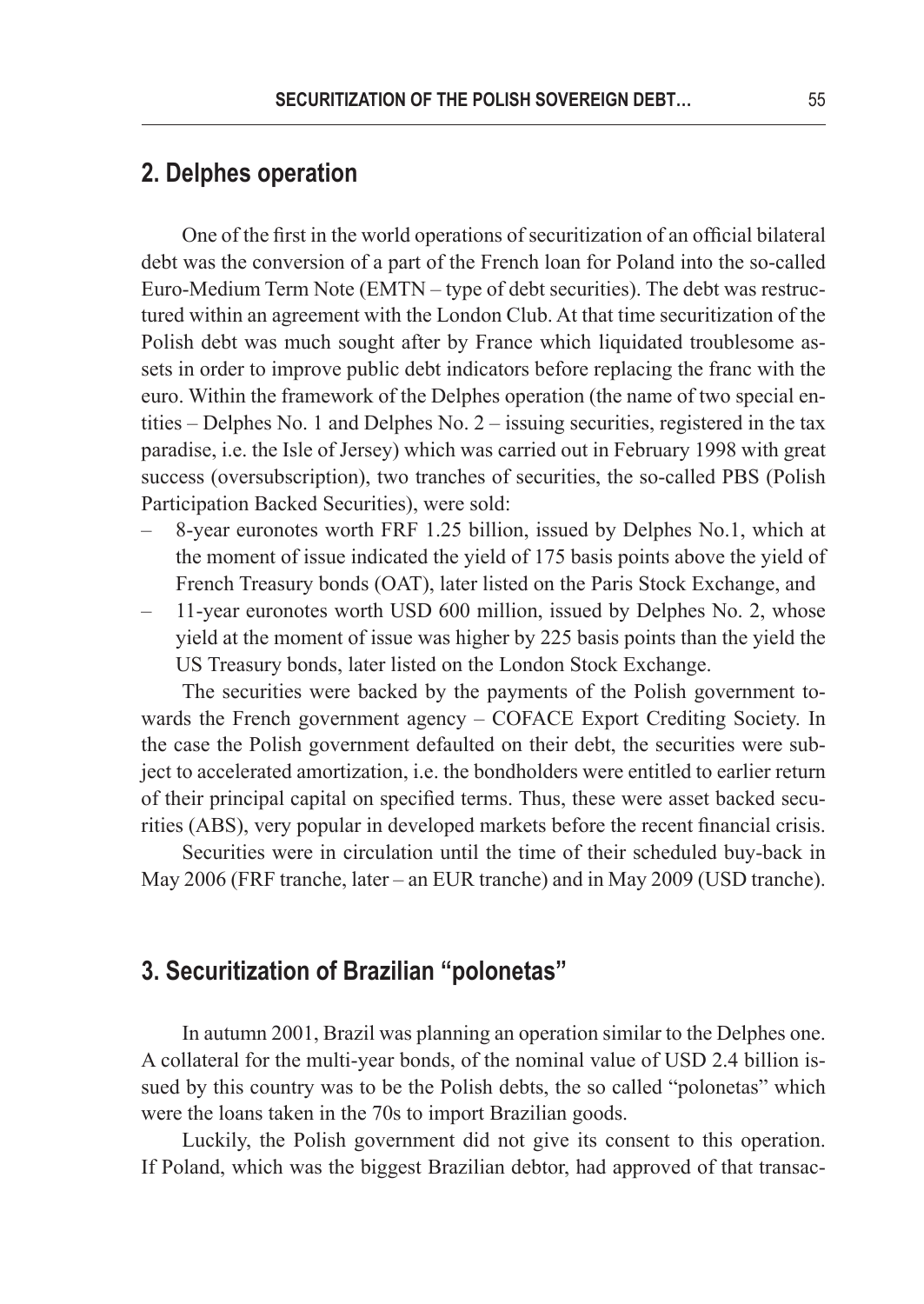## 2. Delphes operation

One of the first in the world operations of securitization of an official bilateral debt was the conversion of a part of the French loan for Poland into the so-called Euro-Medium Term Note (EMTN – type of debt securities). The debt was restructured within an agreement with the London Club. At that time securitization of the Polish debt was much sought after by France which liquidated troublesome assets in order to improve public debt indicators before replacing the franc with the euro. Within the framework of the Delphes operation (the name of two special entities – Delphes No. 1 and Delphes No. 2 – issuing securities, registered in the tax paradise, i.e. the Isle of Jersey) which was carried out in February 1998 with great success (oversubscription), two tranches of securities, the so-called PBS (Polish Participation Backed Securities), were sold:

- 8-year euronotes worth FRF 1.25 billion, issued by Delphes No.1, which at the moment of issue indicated the yield of 175 basis points above the yield of French Treasury bonds (OAT), later listed on the Paris Stock Exchange, and
- 11-year euronotes worth USD 600 million, issued by Delphes No. 2, whose yield at the moment of issue was higher by 225 basis points than the yield the US Treasury bonds, later listed on the London Stock Exchange.

The securities were backed by the payments of the Polish government towards the French government agency – COFACE Export Crediting Society. In the case the Polish government defaulted on their debt, the securities were subject to accelerated amortization, i.e. the bondholders were entitled to earlier return of their principal capital on specified terms. Thus, these were asset backed securities (ABS), very popular in developed markets before the recent financial crisis.

Securities were in circulation until the time of their scheduled buy-back in May 2006 (FRF tranche, later – an EUR tranche) and in May 2009 (USD tranche).

## 3. Securitization of Brazilian "polonetas"

In autumn 2001, Brazil was planning an operation similar to the Delphes one. A collateral for the multi-year bonds, of the nominal value of USD 2.4 billion issued by this country was to be the Polish debts, the so called "polonetas" which were the loans taken in the 70s to import Brazilian goods.

Luckily, the Polish government did not give its consent to this operation. If Poland, which was the biggest Brazilian debtor, had approved of that transac-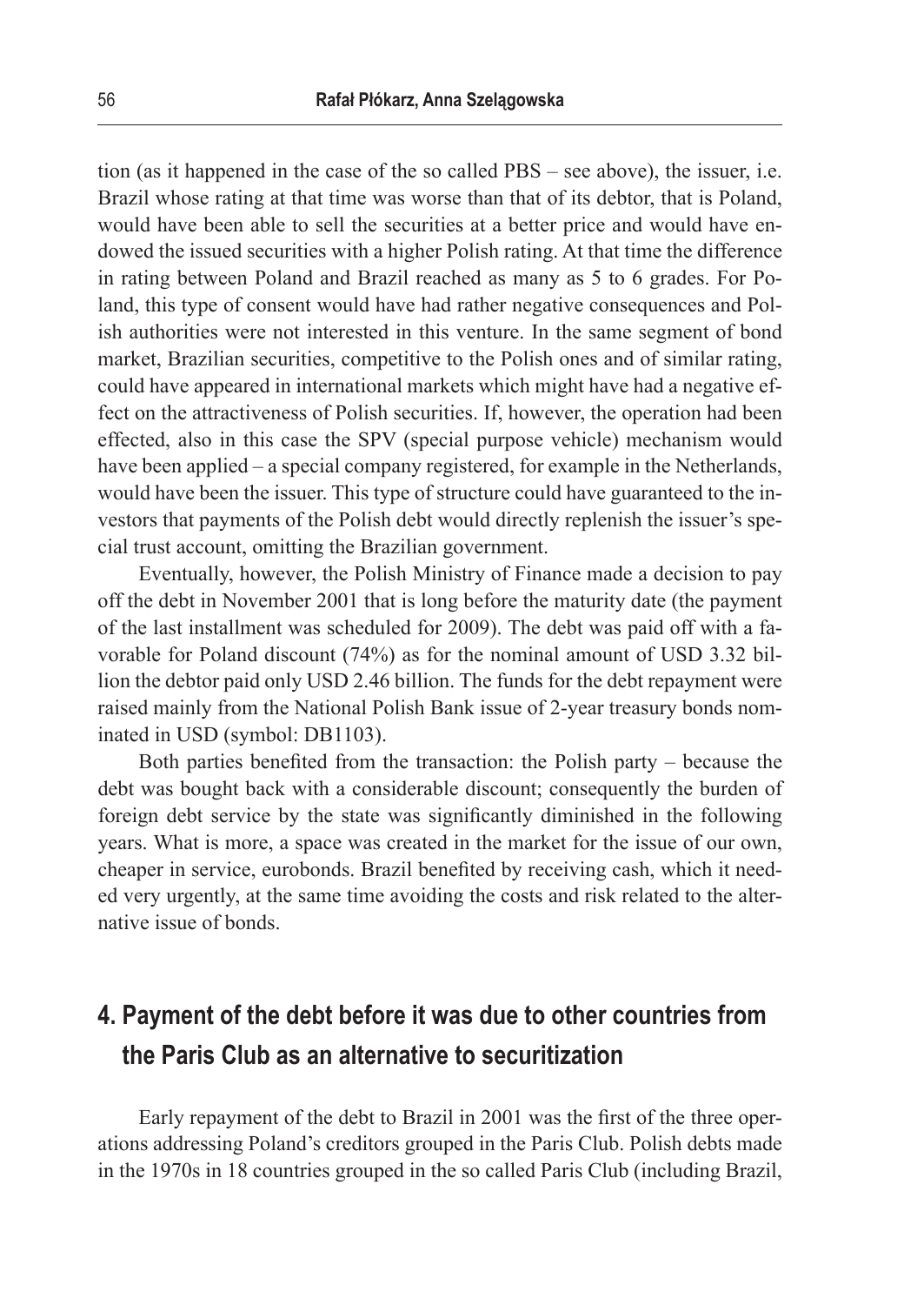tion (as it happened in the case of the so called PBS – see above), the issuer, i.e. Brazil whose rating at that time was worse than that of its debtor, that is Poland, would have been able to sell the securities at a better price and would have endowed the issued securities with a higher Polish rating. At that time the difference in rating between Poland and Brazil reached as many as 5 to 6 grades. For Poland, this type of consent would have had rather negative consequences and Polish authorities were not interested in this venture. In the same segment of bond market, Brazilian securities, competitive to the Polish ones and of similar rating, could have appeared in international markets which might have had a negative effect on the attractiveness of Polish securities. If, however, the operation had been effected, also in this case the SPV (special purpose vehicle) mechanism would have been applied – a special company registered, for example in the Netherlands, would have been the issuer. This type of structure could have guaranteed to the investors that payments of the Polish debt would directly replenish the issuer's special trust account, omitting the Brazilian government.

Eventually, however, the Polish Ministry of Finance made a decision to pay off the debt in November 2001 that is long before the maturity date (the payment of the last installment was scheduled for 2009). The debt was paid off with a favorable for Poland discount (74%) as for the nominal amount of USD 3.32 billion the debtor paid only USD 2.46 billion. The funds for the debt repayment were raised mainly from the National Polish Bank issue of 2-year treasury bonds nominated in USD (symbol: DB1103).

Both parties benefited from the transaction: the Polish party – because the debt was bought back with a considerable discount; consequently the burden of foreign debt service by the state was significantly diminished in the following years. What is more, a space was created in the market for the issue of our own, cheaper in service, eurobonds. Brazil benefited by receiving cash, which it needed very urgently, at the same time avoiding the costs and risk related to the alternative issue of bonds.

## 4. Payment of the debt before it was due to other countries from the Paris Club as an alternative to securitization

Early repayment of the debt to Brazil in 2001 was the first of the three operations addressing Poland's creditors grouped in the Paris Club. Polish debts made in the 1970s in 18 countries grouped in the so called Paris Club (including Brazil,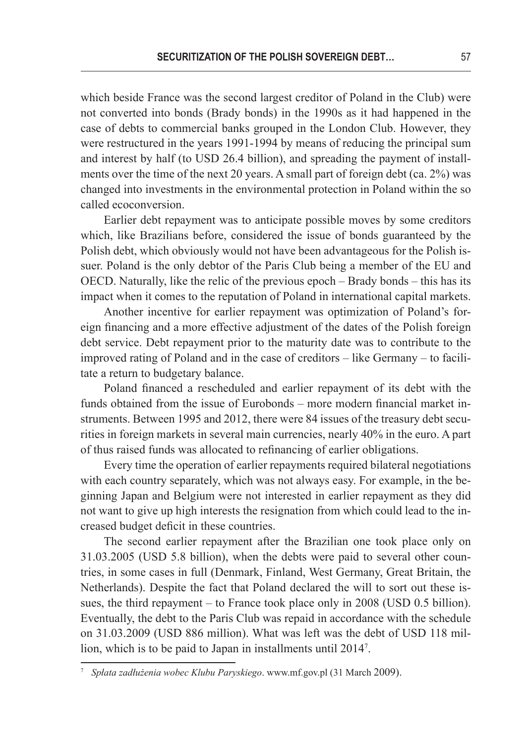which beside France was the second largest creditor of Poland in the Club) were not converted into bonds (Brady bonds) in the 1990s as it had happened in the case of debts to commercial banks grouped in the London Club. However, they were restructured in the years 1991-1994 by means of reducing the principal sum and interest by half (to USD 26.4 billion), and spreading the payment of installments over the time of the next 20 years. A small part of foreign debt (ca. 2%) was changed into investments in the environmental protection in Poland within the so called ecoconversion.

Earlier debt repayment was to anticipate possible moves by some creditors which, like Brazilians before, considered the issue of bonds guaranteed by the Polish debt, which obviously would not have been advantageous for the Polish issuer. Poland is the only debtor of the Paris Club being a member of the EU and OECD. Naturally, like the relic of the previous epoch – Brady bonds – this has its impact when it comes to the reputation of Poland in international capital markets.

Another incentive for earlier repayment was optimization of Poland's foreign financing and a more effective adjustment of the dates of the Polish foreign debt service. Debt repayment prior to the maturity date was to contribute to the improved rating of Poland and in the case of creditors – like Germany – to facilitate a return to budgetary balance.

Poland financed a rescheduled and earlier repayment of its debt with the funds obtained from the issue of Eurobonds – more modern financial market instruments. Between 1995 and 2012, there were 84 issues of the treasury debt securities in foreign markets in several main currencies, nearly 40% in the euro. A part of thus raised funds was allocated to refinancing of earlier obligations.

Every time the operation of earlier repayments required bilateral negotiations with each country separately, which was not always easy. For example, in the beginning Japan and Belgium were not interested in earlier repayment as they did not want to give up high interests the resignation from which could lead to the increased budget deficit in these countries.

The second earlier repayment after the Brazilian one took place only on 31.03.2005 (USD 5.8 billion), when the debts were paid to several other countries, in some cases in full (Denmark, Finland, West Germany, Great Britain, the Netherlands). Despite the fact that Poland declared the will to sort out these issues, the third repayment – to France took place only in 2008 (USD 0.5 billion). Eventually, the debt to the Paris Club was repaid in accordance with the schedule on 31.03.2009 (USD 886 million). What was left was the debt of USD 118 million, which is to be paid to Japan in installments until 2014[7].

---

[7] *Spłata zadłużenia wobec Klubu Paryskiego*. www.mf.gov.pl (31 March 2009).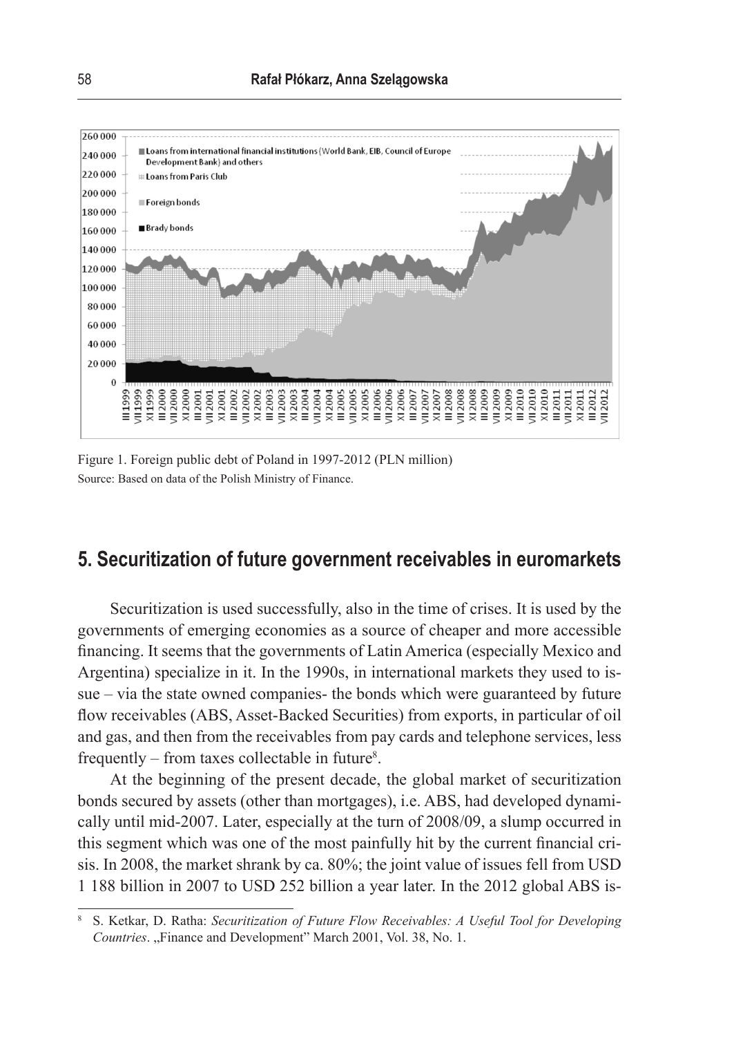260 000
240 000
220 000
200 000
180 000
160 000
140 000
120 000
100 000
80 000
60 000
40 000
20 000
0

Loans from international financial institutions (World Bank, EIB, Council of Europe Development Bank) and others
Loans from Paris Club
Foreign bonds
Brady bonds

III 1999
VII 1999
XI 1999
III 2000
VII 2000
XI 2000
III 2001
VII 2001
XI 2001
III 2002
VII 2002
XI 2002
III 2003
VII 2003
XI 2003
III 2004
VII 2004
XI 2004
III 2005
VII 2005
XI 2005
III 2006
VII 2006
XI 2006
III 2007
VII 2007
XI 2007
III 2008
VII 2008
XI 2008
III 2009
VII 2009
XI 2009
III 2010
VII 2010
XI 2010
III 2011
VII 2011
XI 2011
III 2012
VII 2012

Figure 1. Foreign public debt of Poland in 1997-2012 (PLN million)
Source: Based on data of the Polish Ministry of Finance.

## 5. Securitization of future government receivables in euromarkets

Securitization is used successfully, also in the time of crises. It is used by the governments of emerging economies as a source of cheaper and more accessible financing. It seems that the governments of Latin America (especially Mexico and Argentina) specialize in it. In the 1990s, in international markets they used to issue – via the state owned companies- the bonds which were guaranteed by future flow receivables (ABS, Asset-Backed Securities) from exports, in particular of oil and gas, and then from the receivables from pay cards and telephone services, less frequently – from taxes collectable in future[8].

At the beginning of the present decade, the global market of securitization bonds secured by assets (other than mortgages), i.e. ABS, had developed dynamically until mid-2007. Later, especially at the turn of 2008/09, a slump occurred in this segment which was one of the most painfully hit by the current financial crisis. In 2008, the market shrank by ca. 80%; the joint value of issues fell from USD 1 188 billion in 2007 to USD 252 billion a year later. In the 2012 global ABS is-

[8] S. Ketkar, D. Ratha: *Securitization of Future Flow Receivables: A Useful Tool for Developing Countries*. „Finance and Development" March 2001, Vol. 38, No. 1.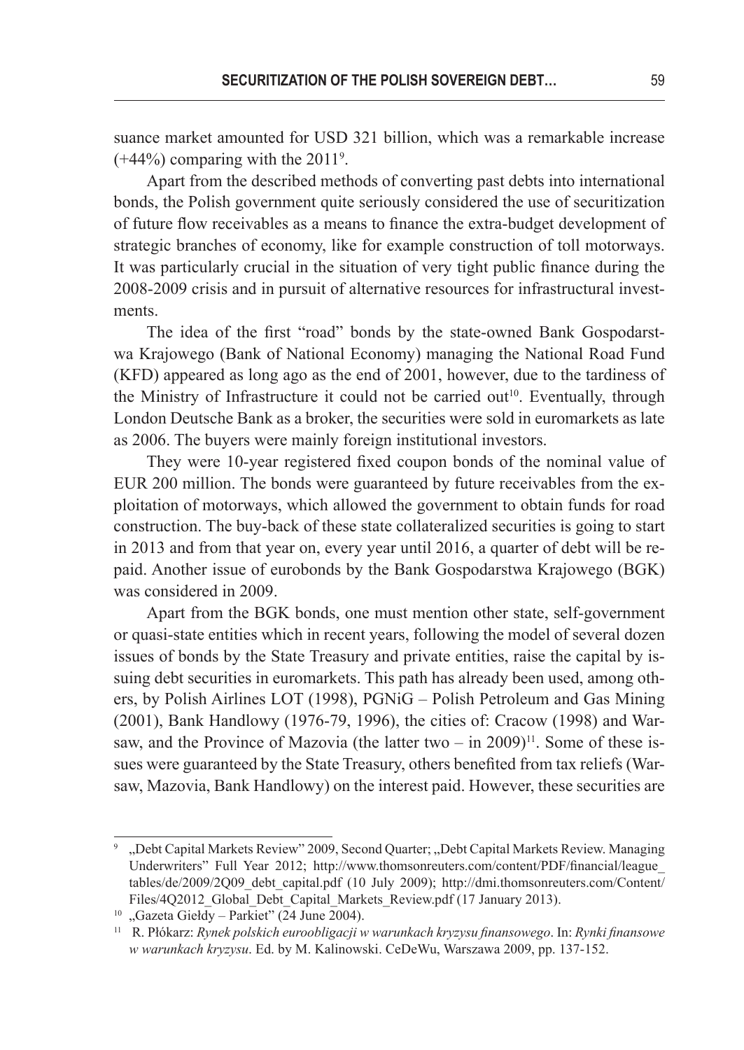suance market amounted for USD 321 billion, which was a remarkable increase (+44%) comparing with the 2011[9].

Apart from the described methods of converting past debts into international bonds, the Polish government quite seriously considered the use of securitization of future flow receivables as a means to finance the extra-budget development of strategic branches of economy, like for example construction of toll motorways. It was particularly crucial in the situation of very tight public finance during the 2008-2009 crisis and in pursuit of alternative resources for infrastructural investments.

The idea of the first "road" bonds by the state-owned Bank Gospodarstwa Krajowego (Bank of National Economy) managing the National Road Fund (KFD) appeared as long ago as the end of 2001, however, due to the tardiness of the Ministry of Infrastructure it could not be carried out[10]. Eventually, through London Deutsche Bank as a broker, the securities were sold in euromarkets as late as 2006. The buyers were mainly foreign institutional investors.

They were 10-year registered fixed coupon bonds of the nominal value of EUR 200 million. The bonds were guaranteed by future receivables from the exploitation of motorways, which allowed the government to obtain funds for road construction. The buy-back of these state collateralized securities is going to start in 2013 and from that year on, every year until 2016, a quarter of debt will be repaid. Another issue of eurobonds by the Bank Gospodarstwa Krajowego (BGK) was considered in 2009.

Apart from the BGK bonds, one must mention other state, self-government or quasi-state entities which in recent years, following the model of several dozen issues of bonds by the State Treasury and private entities, raise the capital by issuing debt securities in euromarkets. This path has already been used, among others, by Polish Airlines LOT (1998), PGNiG – Polish Petroleum and Gas Mining (2001), Bank Handlowy (1976-79, 1996), the cities of: Cracow (1998) and Warsaw, and the Province of Mazovia (the latter two – in 2009)[11]. Some of these issues were guaranteed by the State Treasury, others benefited from tax reliefs (Warsaw, Mazovia, Bank Handlowy) on the interest paid. However, these securities are

---

[9] „Debt Capital Markets Review" 2009, Second Quarter; „Debt Capital Markets Review. Managing Underwriters" Full Year 2012; http://www.thomsonreuters.com/content/PDF/financial/league_tables/de/2009/2Q09_debt_capital.pdf (10 July 2009); http://dmi.thomsonreuters.com/Content/Files/4Q2012_Global_Debt_Capital_Markets_Review.pdf (17 January 2013).

[10] „Gazeta Giełdy – Parkiet" (24 June 2004).

[11] R. Płókarz: *Rynek polskich euroobligacji w warunkach kryzysu finansowego*. In: *Rynki finansowe w warunkach kryzysu*. Ed. by M. Kalinowski. CeDeWu, Warszawa 2009, pp. 137-152.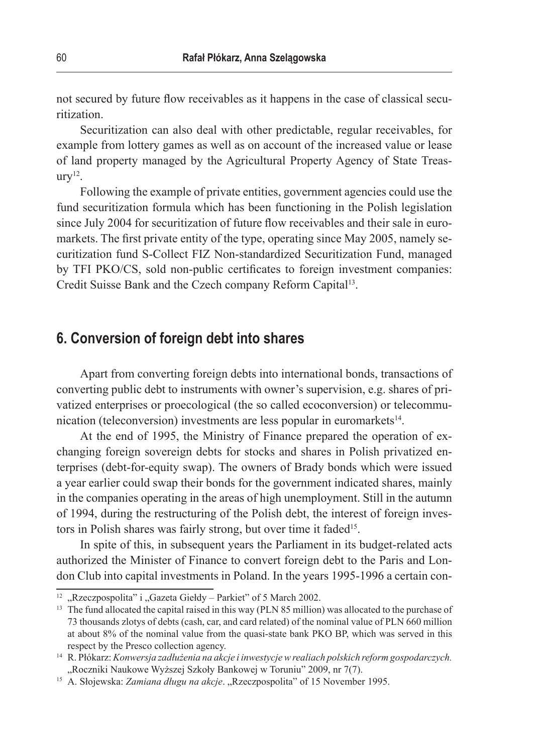not secured by future flow receivables as it happens in the case of classical securitization.

Securitization can also deal with other predictable, regular receivables, for example from lottery games as well as on account of the increased value or lease of land property managed by the Agricultural Property Agency of State Treasury[12].

Following the example of private entities, government agencies could use the fund securitization formula which has been functioning in the Polish legislation since July 2004 for securitization of future flow receivables and their sale in euromarkets. The first private entity of the type, operating since May 2005, namely securitization fund S-Collect FIZ Non-standardized Securitization Fund, managed by TFI PKO/CS, sold non-public certificates to foreign investment companies: Credit Suisse Bank and the Czech company Reform Capital[13].

## 6. Conversion of foreign debt into shares

Apart from converting foreign debts into international bonds, transactions of converting public debt to instruments with owner's supervision, e.g. shares of privatized enterprises or proecological (the so called ecoconversion) or telecommunication (teleconversion) investments are less popular in euromarkets[14].

At the end of 1995, the Ministry of Finance prepared the operation of exchanging foreign sovereign debts for stocks and shares in Polish privatized enterprises (debt-for-equity swap). The owners of Brady bonds which were issued a year earlier could swap their bonds for the government indicated shares, mainly in the companies operating in the areas of high unemployment. Still in the autumn of 1994, during the restructuring of the Polish debt, the interest of foreign investors in Polish shares was fairly strong, but over time it faded[15].

In spite of this, in subsequent years the Parliament in its budget-related acts authorized the Minister of Finance to convert foreign debt to the Paris and London Club into capital investments in Poland. In the years 1995-1996 a certain con-

---

[12] „Rzeczpospolita" i „Gazeta Giełdy – Parkiet" of 5 March 2002.

[13] The fund allocated the capital raised in this way (PLN 85 million) was allocated to the purchase of 73 thousands zlotys of debts (cash, car, and card related) of the nominal value of PLN 660 million at about 8% of the nominal value from the quasi-state bank PKO BP, which was served in this respect by the Presco collection agency.

[14] R. Płókarz: *Konwersja zadłużenia na akcje i inwestycje w realiach polskich reform gospodarczych.* „Roczniki Naukowe Wyższej Szkoły Bankowej w Toruniu" 2009, nr 7(7).

[15] A. Słojewska: *Zamiana długu na akcje*. „Rzeczpospolita" of 15 November 1995.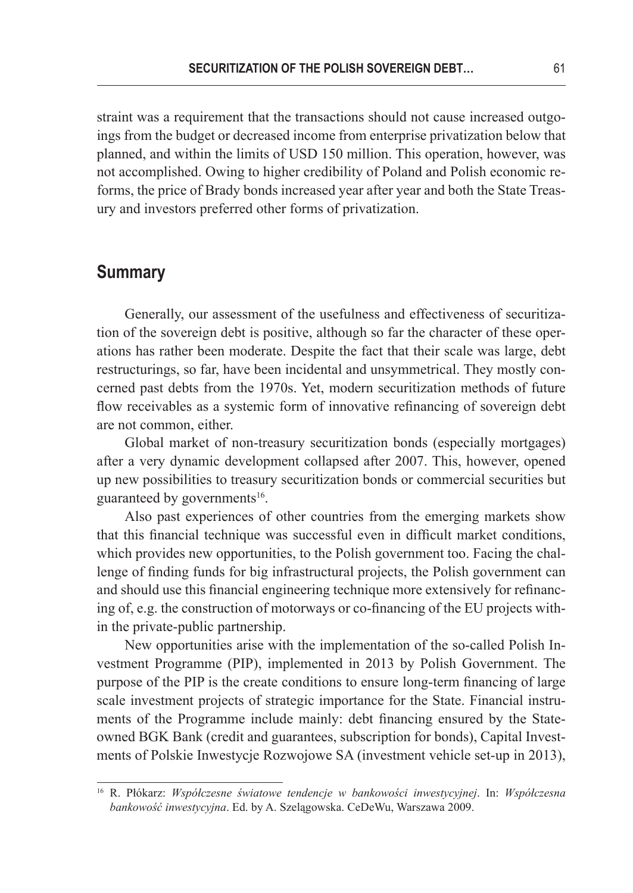straint was a requirement that the transactions should not cause increased outgoings from the budget or decreased income from enterprise privatization below that planned, and within the limits of USD 150 million. This operation, however, was not accomplished. Owing to higher credibility of Poland and Polish economic reforms, the price of Brady bonds increased year after year and both the State Treasury and investors preferred other forms of privatization.

## Summary

Generally, our assessment of the usefulness and effectiveness of securitization of the sovereign debt is positive, although so far the character of these operations has rather been moderate. Despite the fact that their scale was large, debt restructurings, so far, have been incidental and unsymmetrical. They mostly concerned past debts from the 1970s. Yet, modern securitization methods of future flow receivables as a systemic form of innovative refinancing of sovereign debt are not common, either.

Global market of non-treasury securitization bonds (especially mortgages) after a very dynamic development collapsed after 2007. This, however, opened up new possibilities to treasury securitization bonds or commercial securities but guaranteed by governments[16].

Also past experiences of other countries from the emerging markets show that this financial technique was successful even in difficult market conditions, which provides new opportunities, to the Polish government too. Facing the challenge of finding funds for big infrastructural projects, the Polish government can and should use this financial engineering technique more extensively for refinancing of, e.g. the construction of motorways or co-financing of the EU projects within the private-public partnership.

New opportunities arise with the implementation of the so-called Polish Investment Programme (PIP), implemented in 2013 by Polish Government. The purpose of the PIP is the create conditions to ensure long-term financing of large scale investment projects of strategic importance for the State. Financial instruments of the Programme include mainly: debt financing ensured by the State-owned BGK Bank (credit and guarantees, subscription for bonds), Capital Investments of Polskie Inwestycje Rozwojowe SA (investment vehicle set-up in 2013),

---

[16] R. Płókarz: *Współczesne światowe tendencje w bankowości inwestycyjnej*. In: *Współczesna bankowość inwestycyjna*. Ed. by A. Szelągowska. CeDeWu, Warszawa 2009.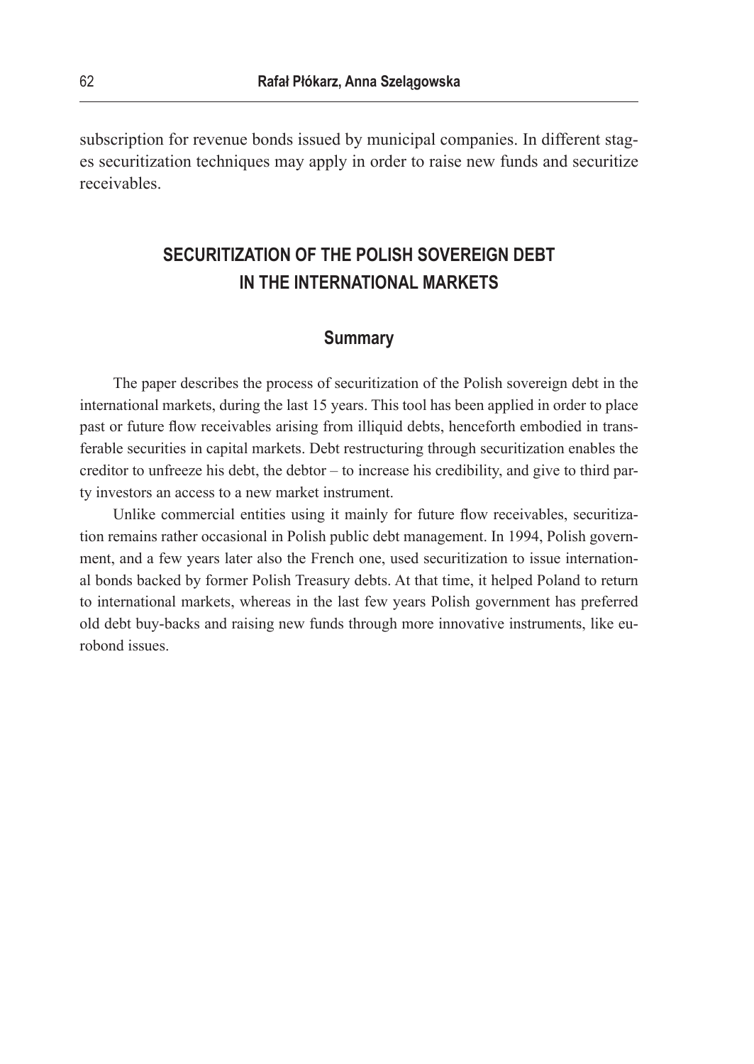subscription for revenue bonds issued by municipal companies. In different stages securitization techniques may apply in order to raise new funds and securitize receivables.

## SECURITIZATION OF THE POLISH SOVEREIGN DEBT IN THE INTERNATIONAL MARKETS

### Summary

The paper describes the process of securitization of the Polish sovereign debt in the international markets, during the last 15 years. This tool has been applied in order to place past or future flow receivables arising from illiquid debts, henceforth embodied in transferable securities in capital markets. Debt restructuring through securitization enables the creditor to unfreeze his debt, the debtor – to increase his credibility, and give to third party investors an access to a new market instrument.

Unlike commercial entities using it mainly for future flow receivables, securitization remains rather occasional in Polish public debt management. In 1994, Polish government, and a few years later also the French one, used securitization to issue international bonds backed by former Polish Treasury debts. At that time, it helped Poland to return to international markets, whereas in the last few years Polish government has preferred old debt buy-backs and raising new funds through more innovative instruments, like eurobond issues.